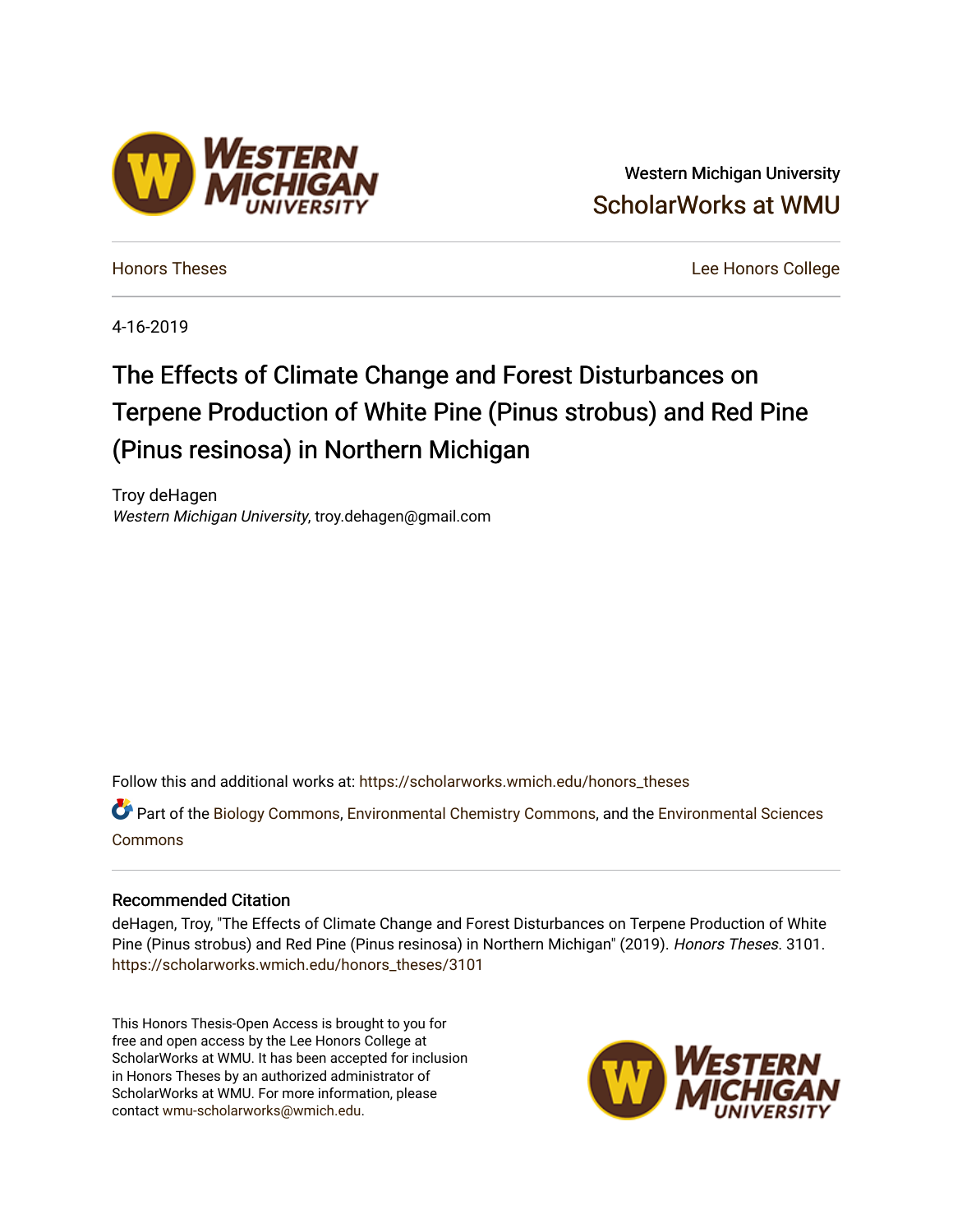Western Michigan University

ScholarWorks at WMU

Honors Theses

Lee Honors College

4-16-2019

# The Effects of Climate Change and Forest Disturbances on Terpene Production of White Pine (Pinus strobus) and Red Pine (Pinus resinosa) in Northern Michigan

Troy deHagen

*Western Michigan University*, troy.dehagen@gmail.com

Follow this and additional works at: https://scholarworks.wmich.edu/honors_theses

Part of the Biology Commons, Environmental Chemistry Commons, and the Environmental Sciences Commons

## Recommended Citation

deHagen, Troy, "The Effects of Climate Change and Forest Disturbances on Terpene Production of White Pine (Pinus strobus) and Red Pine (Pinus resinosa) in Northern Michigan" (2019). *Honors Theses*. 3101. https://scholarworks.wmich.edu/honors_theses/3101

This Honors Thesis-Open Access is brought to you for free and open access by the Lee Honors College at ScholarWorks at WMU. It has been accepted for inclusion in Honors Theses by an authorized administrator of ScholarWorks at WMU. For more information, please contact wmu-scholarworks@wmich.edu.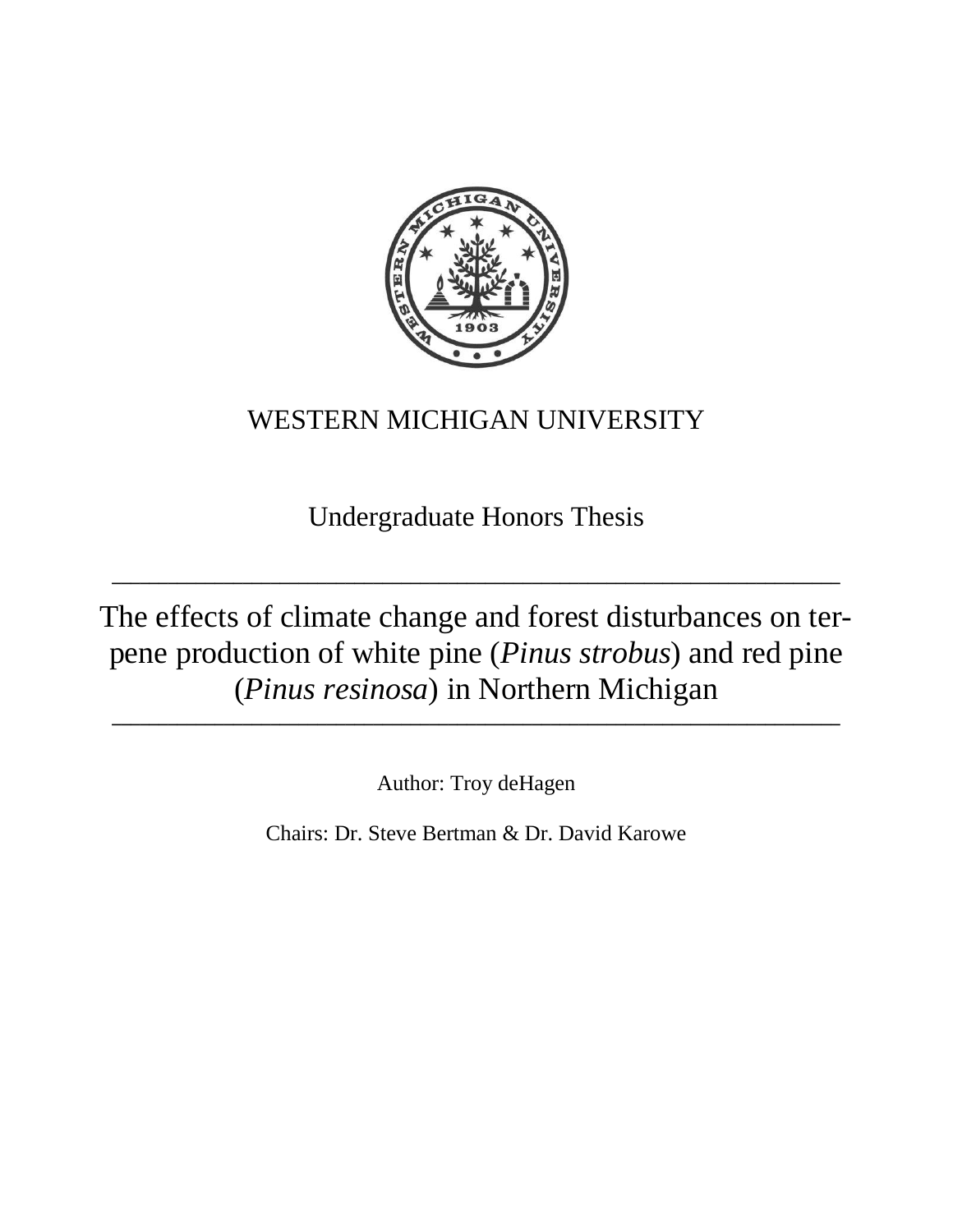WESTERN MICHIGAN UNIVERSITY

Undergraduate Honors Thesis

---

# The effects of climate change and forest disturbances on terpene production of white pine (*Pinus strobus*) and red pine (*Pinus resinosa*) in Northern Michigan

---

Author: Troy deHagen

Chairs: Dr. Steve Bertman & Dr. David Karowe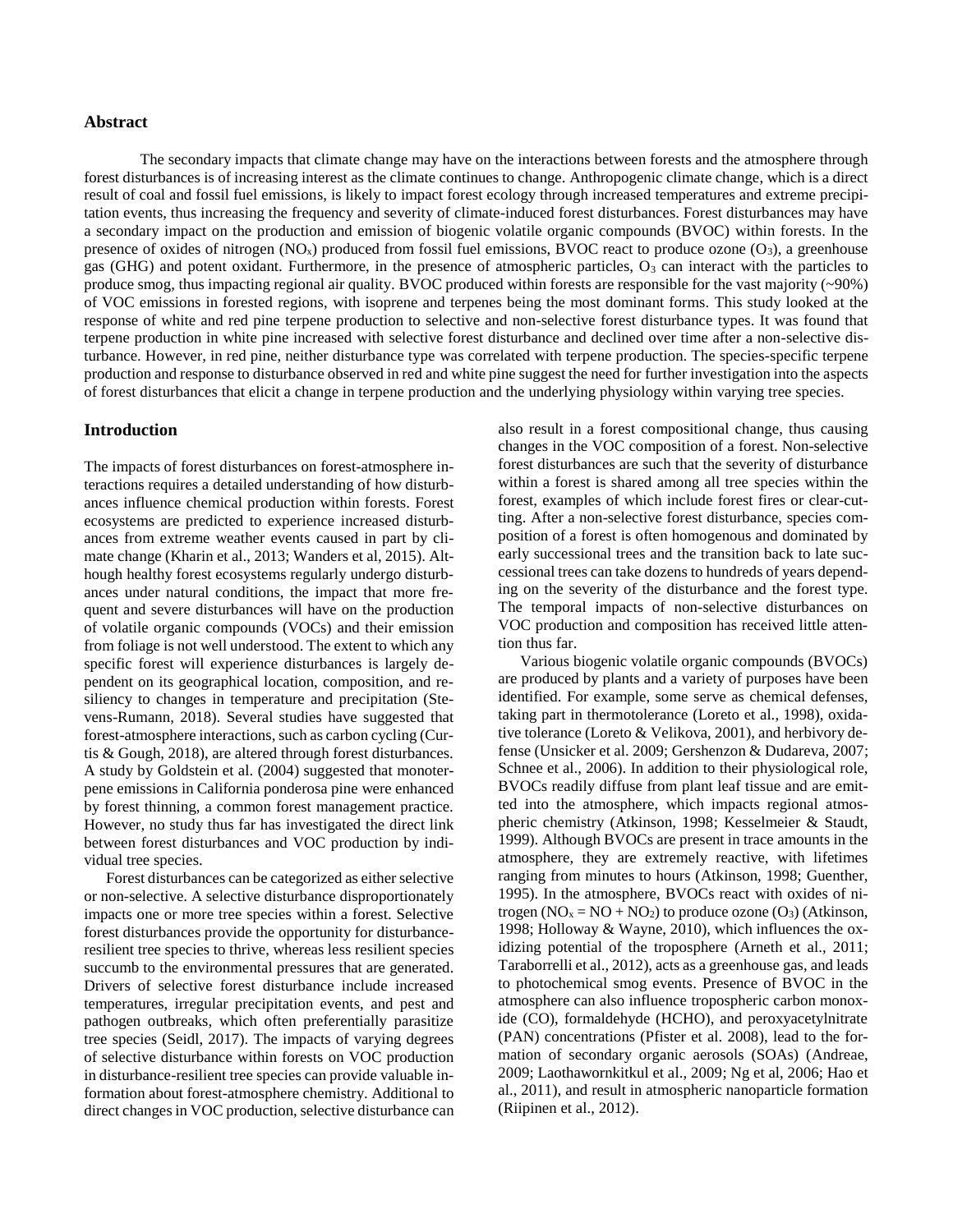## Abstract

The secondary impacts that climate change may have on the interactions between forests and the atmosphere through forest disturbances is of increasing interest as the climate continues to change. Anthropogenic climate change, which is a direct result of coal and fossil fuel emissions, is likely to impact forest ecology through increased temperatures and extreme precipitation events, thus increasing the frequency and severity of climate-induced forest disturbances. Forest disturbances may have a secondary impact on the production and emission of biogenic volatile organic compounds (BVOC) within forests. In the presence of oxides of nitrogen ($NO_x$) produced from fossil fuel emissions, BVOC react to produce ozone ($O_3$), a greenhouse gas (GHG) and potent oxidant. Furthermore, in the presence of atmospheric particles, $O_3$ can interact with the particles to produce smog, thus impacting regional air quality. BVOC produced within forests are responsible for the vast majority (~90%) of VOC emissions in forested regions, with isoprene and terpenes being the most dominant forms. This study looked at the response of white and red pine terpene production to selective and non-selective forest disturbance types. It was found that terpene production in white pine increased with selective forest disturbance and declined over time after a non-selective disturbance. However, in red pine, neither disturbance type was correlated with terpene production. The species-specific terpene production and response to disturbance observed in red and white pine suggest the need for further investigation into the aspects of forest disturbances that elicit a change in terpene production and the underlying physiology within varying tree species.

## Introduction

The impacts of forest disturbances on forest-atmosphere interactions requires a detailed understanding of how disturbances influence chemical production within forests. Forest ecosystems are predicted to experience increased disturbances from extreme weather events caused in part by climate change (Kharin et al., 2013; Wanders et al, 2015). Although healthy forest ecosystems regularly undergo disturbances under natural conditions, the impact that more frequent and severe disturbances will have on the production of volatile organic compounds (VOCs) and their emission from foliage is not well understood. The extent to which any specific forest will experience disturbances is largely dependent on its geographical location, composition, and resiliency to changes in temperature and precipitation (Stevens-Rumann, 2018). Several studies have suggested that forest-atmosphere interactions, such as carbon cycling (Curtis & Gough, 2018), are altered through forest disturbances. A study by Goldstein et al. (2004) suggested that monoterpene emissions in California ponderosa pine were enhanced by forest thinning, a common forest management practice. However, no study thus far has investigated the direct link between forest disturbances and VOC production by individual tree species.

Forest disturbances can be categorized as either selective or non-selective. A selective disturbance disproportionately impacts one or more tree species within a forest. Selective forest disturbances provide the opportunity for disturbance-resilient tree species to thrive, whereas less resilient species succumb to the environmental pressures that are generated. Drivers of selective forest disturbance include increased temperatures, irregular precipitation events, and pest and pathogen outbreaks, which often preferentially parasitize tree species (Seidl, 2017). The impacts of varying degrees of selective disturbance within forests on VOC production in disturbance-resilient tree species can provide valuable information about forest-atmosphere chemistry. Additional to direct changes in VOC production, selective disturbance can also result in a forest compositional change, thus causing changes in the VOC composition of a forest. Non-selective forest disturbances are such that the severity of disturbance within a forest is shared among all tree species within the forest, examples of which include forest fires or clear-cutting. After a non-selective forest disturbance, species composition of a forest is often homogenous and dominated by early successional trees and the transition back to late successional trees can take dozens to hundreds of years depending on the severity of the disturbance and the forest type. The temporal impacts of non-selective disturbances on VOC production and composition has received little attention thus far.

Various biogenic volatile organic compounds (BVOCs) are produced by plants and a variety of purposes have been identified. For example, some serve as chemical defenses, taking part in thermotolerance (Loreto et al., 1998), oxidative tolerance (Loreto & Velikova, 2001), and herbivory defense (Unsicker et al. 2009; Gershenzon & Dudareva, 2007; Schnee et al., 2006). In addition to their physiological role, BVOCs readily diffuse from plant leaf tissue and are emitted into the atmosphere, which impacts regional atmospheric chemistry (Atkinson, 1998; Kesselmeier & Staudt, 1999). Although BVOCs are present in trace amounts in the atmosphere, they are extremely reactive, with lifetimes ranging from minutes to hours (Atkinson, 1998; Guenther, 1995). In the atmosphere, BVOCs react with oxides of nitrogen ($NO_x = NO + NO_2$) to produce ozone ($O_3$) (Atkinson, 1998; Holloway & Wayne, 2010), which influences the oxidizing potential of the troposphere (Arneth et al., 2011; Taraborrelli et al., 2012), acts as a greenhouse gas, and leads to photochemical smog events. Presence of BVOC in the atmosphere can also influence tropospheric carbon monoxide (CO), formaldehyde (HCHO), and peroxyacetylnitrate (PAN) concentrations (Pfister et al. 2008), lead to the formation of secondary organic aerosols (SOAs) (Andreae, 2009; Laothawornkitkul et al., 2009; Ng et al, 2006; Hao et al., 2011), and result in atmospheric nanoparticle formation (Riipinen et al., 2012).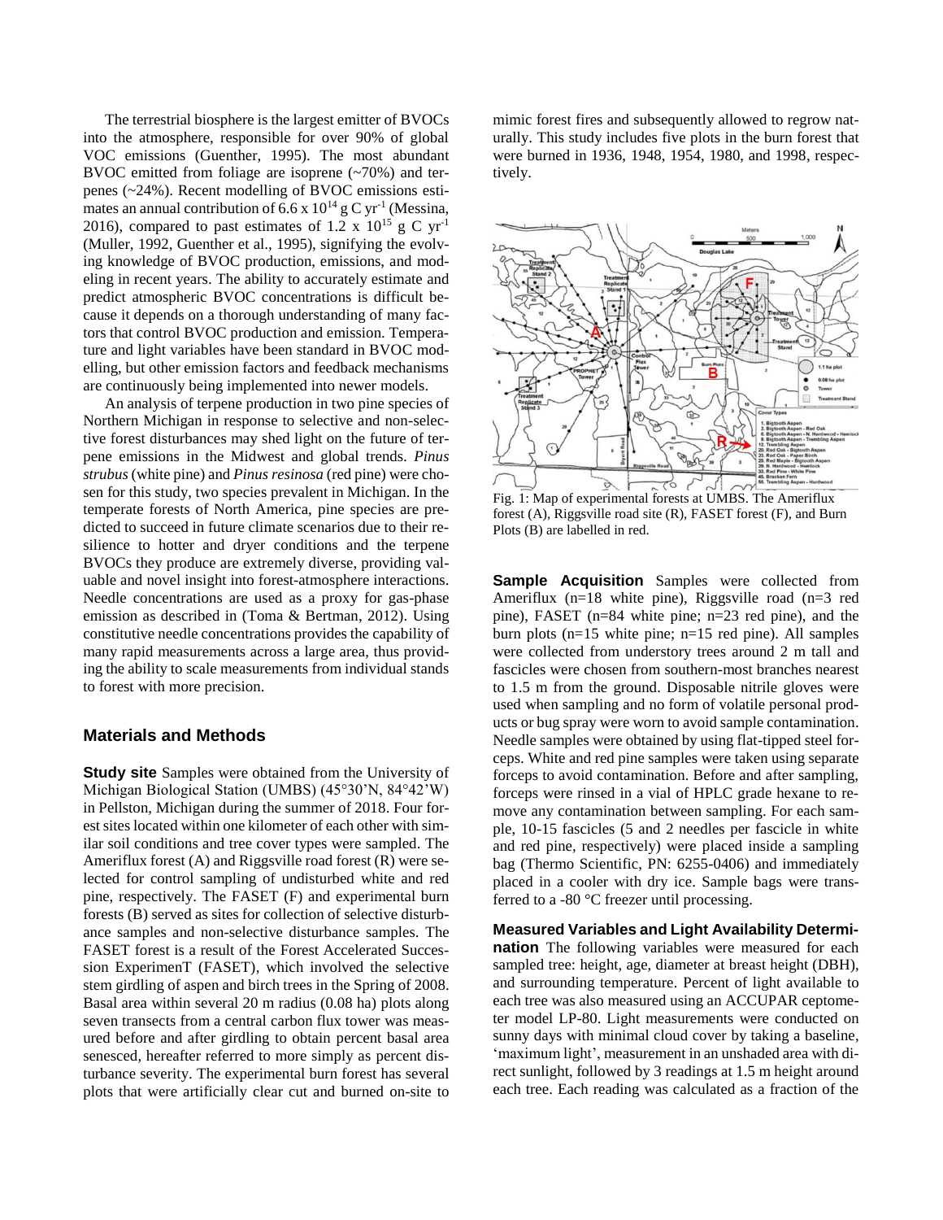The terrestrial biosphere is the largest emitter of BVOCs into the atmosphere, responsible for over 90% of global VOC emissions (Guenther, 1995). The most abundant BVOC emitted from foliage are isoprene (~70%) and terpenes (~24%). Recent modelling of BVOC emissions estimates an annual contribution of $6.6 \times 10^{14}$ g C yr$^{-1}$ (Messina, 2016), compared to past estimates of $1.2 \times 10^{15}$ g C yr$^{-1}$ (Muller, 1992, Guenther et al., 1995), signifying the evolving knowledge of BVOC production, emissions, and modeling in recent years. The ability to accurately estimate and predict atmospheric BVOC concentrations is difficult because it depends on a thorough understanding of many factors that control BVOC production and emission. Temperature and light variables have been standard in BVOC modelling, but other emission factors and feedback mechanisms are continuously being implemented into newer models.

An analysis of terpene production in two pine species of Northern Michigan in response to selective and non-selective forest disturbances may shed light on the future of terpene emissions in the Midwest and global trends. *Pinus strubus* (white pine) and *Pinus resinosa* (red pine) were chosen for this study, two species prevalent in Michigan. In the temperate forests of North America, pine species are predicted to succeed in future climate scenarios due to their resilience to hotter and dryer conditions and the terpene BVOCs they produce are extremely diverse, providing valuable and novel insight into forest-atmosphere interactions. Needle concentrations are used as a proxy for gas-phase emission as described in (Toma & Bertman, 2012). Using constitutive needle concentrations provides the capability of many rapid measurements across a large area, thus providing the ability to scale measurements from individual stands to forest with more precision.

## Materials and Methods

**Study site** Samples were obtained from the University of Michigan Biological Station (UMBS) (45°30'N, 84°42'W) in Pellston, Michigan during the summer of 2018. Four forest sites located within one kilometer of each other with similar soil conditions and tree cover types were sampled. The Ameriflux forest (A) and Riggsville road forest (R) were selected for control sampling of undisturbed white and red pine, respectively. The FASET (F) and experimental burn forests (B) served as sites for collection of selective disturbance samples and non-selective disturbance samples. The FASET forest is a result of the Forest Accelerated Succession ExperimenT (FASET), which involved the selective stem girdling of aspen and birch trees in the Spring of 2008. Basal area within several 20 m radius (0.08 ha) plots along seven transects from a central carbon flux tower was measured before and after girdling to obtain percent basal area senesced, hereafter referred to more simply as percent disturbance severity. The experimental burn forest has several plots that were artificially clear cut and burned on-site to mimic forest fires and subsequently allowed to regrow naturally. This study includes five plots in the burn forest that were burned in 1936, 1948, 1954, 1980, and 1998, respectively.

Fig. 1: Map of experimental forests at UMBS. The Ameriflux forest (A), Riggsville road site (R), FASET forest (F), and Burn Plots (B) are labelled in red.

**Sample Acquisition** Samples were collected from Ameriflux (n=18 white pine), Riggsville road (n=3 red pine), FASET (n=84 white pine; n=23 red pine), and the burn plots (n=15 white pine; n=15 red pine). All samples were collected from understory trees around 2 m tall and fascicles were chosen from southern-most branches nearest to 1.5 m from the ground. Disposable nitrile gloves were used when sampling and no form of volatile personal products or bug spray were worn to avoid sample contamination. Needle samples were obtained by using flat-tipped steel forceps. White and red pine samples were taken using separate forceps to avoid contamination. Before and after sampling, forceps were rinsed in a vial of HPLC grade hexane to remove any contamination between sampling. For each sample, 10-15 fascicles (5 and 2 needles per fascicle in white and red pine, respectively) were placed inside a sampling bag (Thermo Scientific, PN: 6255-0406) and immediately placed in a cooler with dry ice. Sample bags were transferred to a -80 °C freezer until processing.

**Measured Variables and Light Availability Determination** The following variables were measured for each sampled tree: height, age, diameter at breast height (DBH), and surrounding temperature. Percent of light available to each tree was also measured using an ACCUPAR ceptometer model LP-80. Light measurements were conducted on sunny days with minimal cloud cover by taking a baseline, 'maximum light', measurement in an unshaded area with direct sunlight, followed by 3 readings at 1.5 m height around each tree. Each reading was calculated as a fraction of the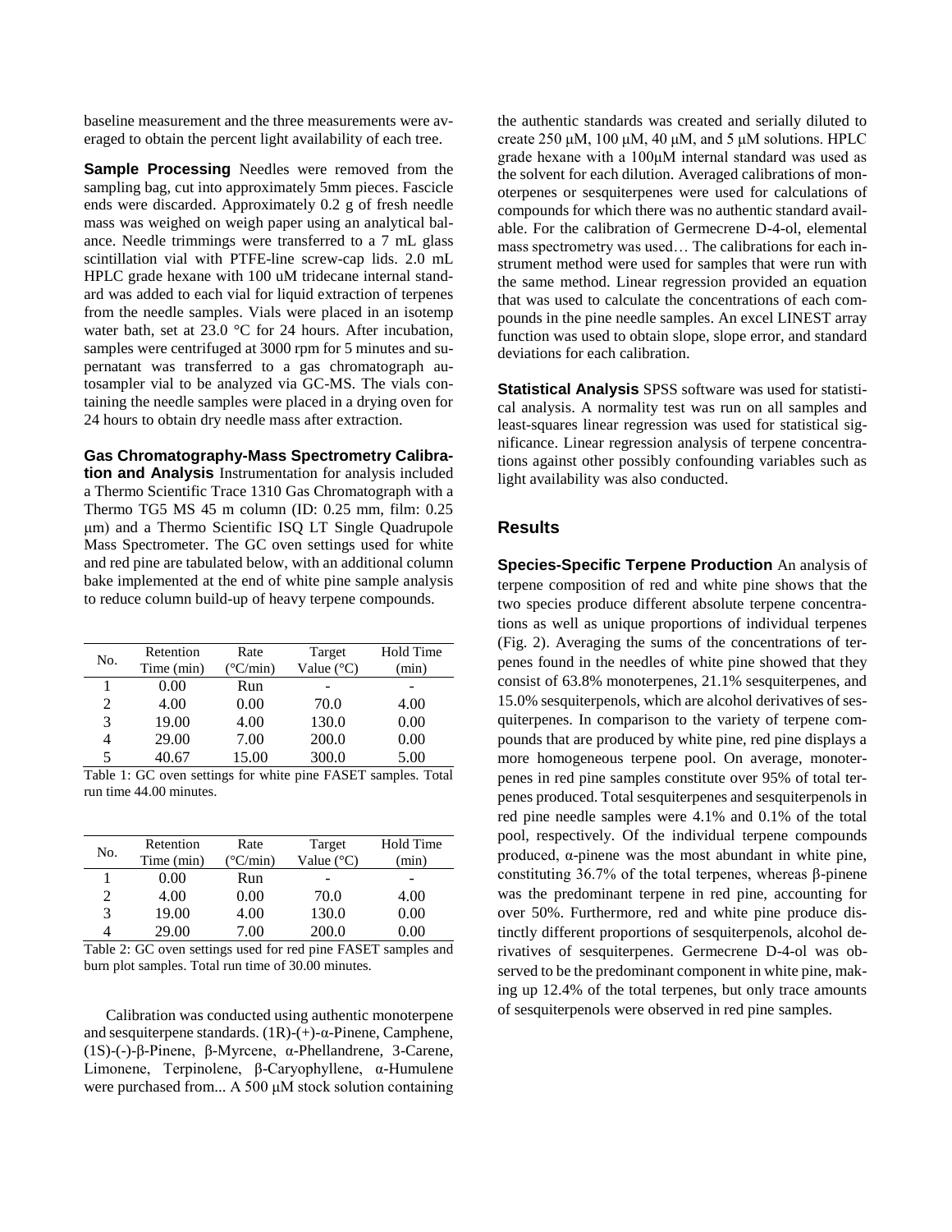baseline measurement and the three measurements were averaged to obtain the percent light availability of each tree.

**Sample Processing** Needles were removed from the sampling bag, cut into approximately 5mm pieces. Fascicle ends were discarded. Approximately 0.2 g of fresh needle mass was weighed on weigh paper using an analytical balance. Needle trimmings were transferred to a 7 mL glass scintillation vial with PTFE-line screw-cap lids. 2.0 mL HPLC grade hexane with 100 uM tridecane internal standard was added to each vial for liquid extraction of terpenes from the needle samples. Vials were placed in an isotemp water bath, set at 23.0 °C for 24 hours. After incubation, samples were centrifuged at 3000 rpm for 5 minutes and supernatant was transferred to a gas chromatograph autosampler vial to be analyzed via GC-MS. The vials containing the needle samples were placed in a drying oven for 24 hours to obtain dry needle mass after extraction.

**Gas Chromatography-Mass Spectrometry Calibration and Analysis** Instrumentation for analysis included a Thermo Scientific Trace 1310 Gas Chromatograph with a Thermo TG5 MS 45 m column (ID: 0.25 mm, film: 0.25 μm) and a Thermo Scientific ISQ LT Single Quadrupole Mass Spectrometer. The GC oven settings used for white and red pine are tabulated below, with an additional column bake implemented at the end of white pine sample analysis to reduce column build-up of heavy terpene compounds.

| No. | Retention Time (min) | Rate (°C/min) | Target Value (°C) | Hold Time (min) |
|---|---|---|---|---|
| 1 | 0.00 | Run | - | - |
| 2 | 4.00 | 0.00 | 70.0 | 4.00 |
| 3 | 19.00 | 4.00 | 130.0 | 0.00 |
| 4 | 29.00 | 7.00 | 200.0 | 0.00 |
| 5 | 40.67 | 15.00 | 300.0 | 5.00 |

Table 1: GC oven settings for white pine FASET samples. Total run time 44.00 minutes.

| No. | Retention Time (min) | Rate (°C/min) | Target Value (°C) | Hold Time (min) |
|---|---|---|---|---|
| 1 | 0.00 | Run | - | - |
| 2 | 4.00 | 0.00 | 70.0 | 4.00 |
| 3 | 19.00 | 4.00 | 130.0 | 0.00 |
| 4 | 29.00 | 7.00 | 200.0 | 0.00 |

Table 2: GC oven settings used for red pine FASET samples and burn plot samples. Total run time of 30.00 minutes.

Calibration was conducted using authentic monoterpene and sesquiterpene standards. (1R)-(+)-α-Pinene, Camphene, (1S)-(-)-β-Pinene, β-Myrcene, α-Phellandrene, 3-Carene, Limonene, Terpinolene, β-Caryophyllene, α-Humulene were purchased from... A 500 μM stock solution containing the authentic standards was created and serially diluted to create 250 μM, 100 μM, 40 μM, and 5 μM solutions. HPLC grade hexane with a 100μM internal standard was used as the solvent for each dilution. Averaged calibrations of monoterpenes or sesquiterpenes were used for calculations of compounds for which there was no authentic standard available. For the calibration of Germecrene D-4-ol, elemental mass spectrometry was used… The calibrations for each instrument method were used for samples that were run with the same method. Linear regression provided an equation that was used to calculate the concentrations of each compounds in the pine needle samples. An excel LINEST array function was used to obtain slope, slope error, and standard deviations for each calibration.

**Statistical Analysis** SPSS software was used for statistical analysis. A normality test was run on all samples and least-squares linear regression was used for statistical significance. Linear regression analysis of terpene concentrations against other possibly confounding variables such as light availability was also conducted.

## Results

**Species-Specific Terpene Production** An analysis of terpene composition of red and white pine shows that the two species produce different absolute terpene concentrations as well as unique proportions of individual terpenes (Fig. 2). Averaging the sums of the concentrations of terpenes found in the needles of white pine showed that they consist of 63.8% monoterpenes, 21.1% sesquiterpenes, and 15.0% sesquiterpenols, which are alcohol derivatives of sesquiterpenes. In comparison to the variety of terpene compounds that are produced by white pine, red pine displays a more homogeneous terpene pool. On average, monoterpenes in red pine samples constitute over 95% of total terpenes produced. Total sesquiterpenes and sesquiterpenols in red pine needle samples were 4.1% and 0.1% of the total pool, respectively. Of the individual terpene compounds produced, α-pinene was the most abundant in white pine, constituting 36.7% of the total terpenes, whereas β-pinene was the predominant terpene in red pine, accounting for over 50%. Furthermore, red and white pine produce distinctly different proportions of sesquiterpenols, alcohol derivatives of sesquiterpenes. Germecrene D-4-ol was observed to be the predominant component in white pine, making up 12.4% of the total terpenes, but only trace amounts of sesquiterpenols were observed in red pine samples.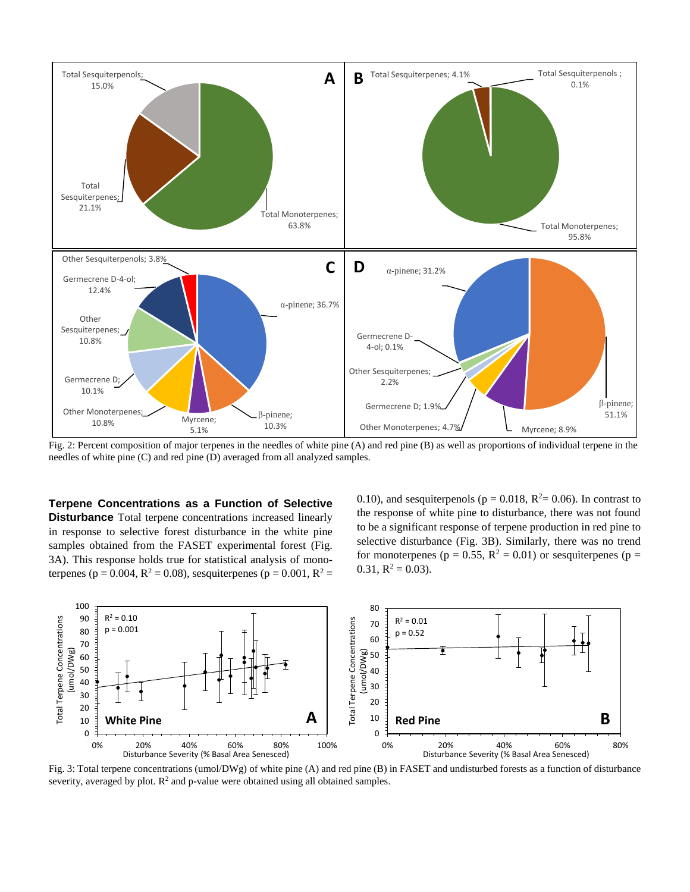Fig. 2: Percent composition of major terpenes in the needles of white pine (A) and red pine (B) as well as proportions of individual terpene in the needles of white pine (C) and red pine (D) averaged from all analyzed samples.

**Terpene Concentrations as a Function of Selective Disturbance** Total terpene concentrations increased linearly in response to selective forest disturbance in the white pine samples obtained from the FASET experimental forest (Fig. 3A). This response holds true for statistical analysis of monoterpenes ($p = 0.004$, $R^2 = 0.08$), sesquiterpenes ($p = 0.001$, $R^2 = 0.10$), and sesquiterpenols ($p = 0.018$, $R^2 = 0.06$). In contrast to the response of white pine to disturbance, there was not found to be a significant response of terpene production in red pine to selective disturbance (Fig. 3B). Similarly, there was no trend for monoterpenes ($p = 0.55$, $R^2 = 0.01$) or sesquiterpenes ($p = 0.31$, $R^2 = 0.03$).

Fig. 3: Total terpene concentrations (umol/DWg) of white pine (A) and red pine (B) in FASET and undisturbed forests as a function of disturbance severity, averaged by plot. $R^2$ and p-value were obtained using all obtained samples.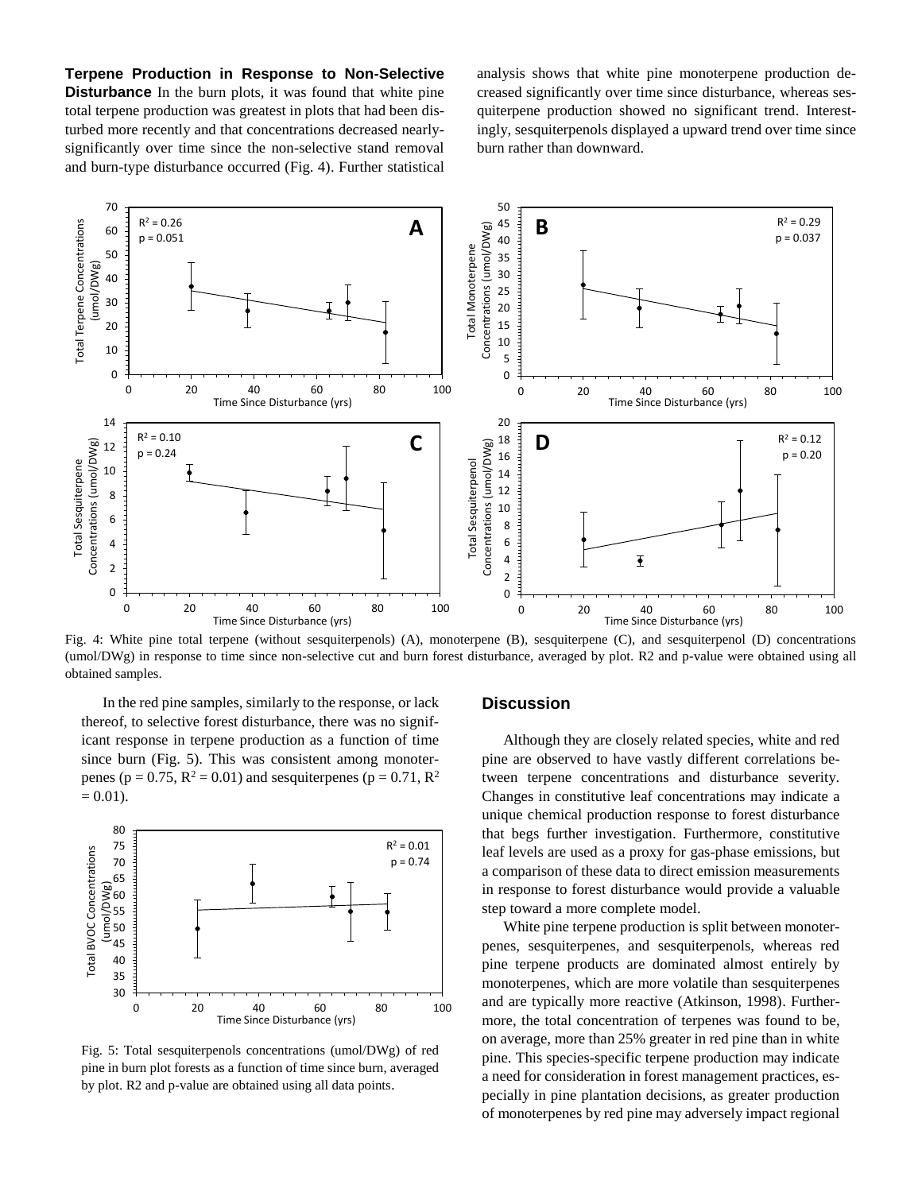**Terpene Production in Response to Non-Selective Disturbance** In the burn plots, it was found that white pine total terpene production was greatest in plots that had been disturbed more recently and that concentrations decreased nearly-significantly over time since the non-selective stand removal and burn-type disturbance occurred (Fig. 4). Further statistical analysis shows that white pine monoterpene production decreased significantly over time since disturbance, whereas sesquiterpene production showed no significant trend. Interestingly, sesquiterpenols displayed a upward trend over time since burn rather than downward.

Fig. 4: White pine total terpene (without sesquiterpenols) (A), monoterpene (B), sesquiterpene (C), and sesquiterpenol (D) concentrations (umol/DWg) in response to time since non-selective cut and burn forest disturbance, averaged by plot. R2 and p-value were obtained using all obtained samples.

In the red pine samples, similarly to the response, or lack thereof, to selective forest disturbance, there was no significant response in terpene production as a function of time since burn (Fig. 5). This was consistent among monoterpenes ($p = 0.75$, $R^2 = 0.01$) and sesquiterpenes ($p = 0.71$, $R^2 = 0.01$).

Fig. 5: Total sesquiterpenols concentrations (umol/DWg) of red pine in burn plot forests as a function of time since burn, averaged by plot. R2 and p-value are obtained using all data points.

## Discussion

Although they are closely related species, white and red pine are observed to have vastly different correlations between terpene concentrations and disturbance severity. Changes in constitutive leaf concentrations may indicate a unique chemical production response to forest disturbance that begs further investigation. Furthermore, constitutive leaf levels are used as a proxy for gas-phase emissions, but a comparison of these data to direct emission measurements in response to forest disturbance would provide a valuable step toward a more complete model.

White pine terpene production is split between monoterpenes, sesquiterpenes, and sesquiterpenols, whereas red pine terpene products are dominated almost entirely by monoterpenes, which are more volatile than sesquiterpenes and are typically more reactive (Atkinson, 1998). Furthermore, the total concentration of terpenes was found to be, on average, more than 25% greater in red pine than in white pine. This species-specific terpene production may indicate a need for consideration in forest management practices, especially in pine plantation decisions, as greater production of monoterpenes by red pine may adversely impact regional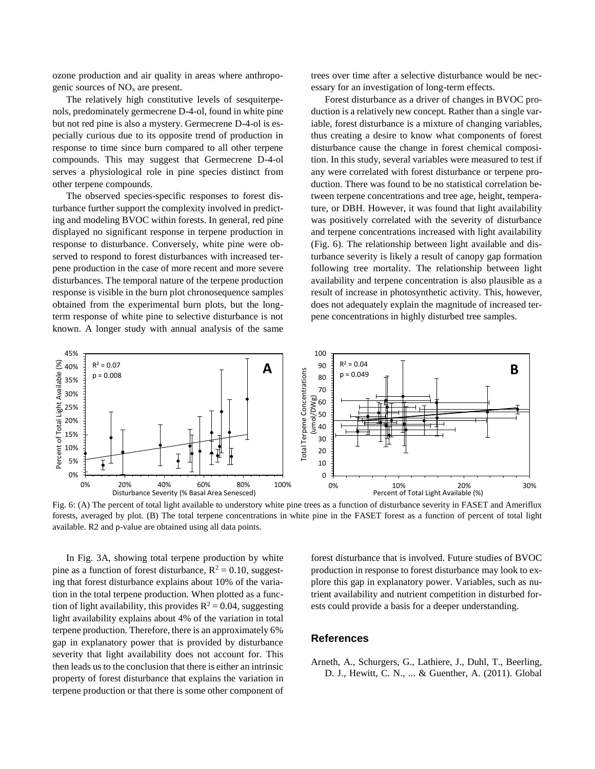ozone production and air quality in areas where anthropogenic sources of $NO_x$ are present.

The relatively high constitutive levels of sesquiterpenols, predominately germecrene D-4-ol, found in white pine but not red pine is also a mystery. Germecrene D-4-ol is especially curious due to its opposite trend of production in response to time since burn compared to all other terpene compounds. This may suggest that Germecrene D-4-ol serves a physiological role in pine species distinct from other terpene compounds.

The observed species-specific responses to forest disturbance further support the complexity involved in predicting and modeling BVOC within forests. In general, red pine displayed no significant response in terpene production in response to disturbance. Conversely, white pine were observed to respond to forest disturbances with increased terpene production in the case of more recent and more severe disturbances. The temporal nature of the terpene production response is visible in the burn plot chronosequence samples obtained from the experimental burn plots, but the long-term response of white pine to selective disturbance is not known. A longer study with annual analysis of the same trees over time after a selective disturbance would be necessary for an investigation of long-term effects.

Forest disturbance as a driver of changes in BVOC production is a relatively new concept. Rather than a single variable, forest disturbance is a mixture of changing variables, thus creating a desire to know what components of forest disturbance cause the change in forest chemical composition. In this study, several variables were measured to test if any were correlated with forest disturbance or terpene production. There was found to be no statistical correlation between terpene concentrations and tree age, height, temperature, or DBH. However, it was found that light availability was positively correlated with the severity of disturbance and terpene concentrations increased with light availability (Fig. 6). The relationship between light available and disturbance severity is likely a result of canopy gap formation following tree mortality. The relationship between light availability and terpene concentration is also plausible as a result of increase in photosynthetic activity. This, however, does not adequately explain the magnitude of increased terpene concentrations in highly disturbed tree samples.

Fig. 6: (A) The percent of total light available to understory white pine trees as a function of disturbance severity in FASET and Ameriflux forests, averaged by plot. (B) The total terpene concentrations in white pine in the FASET forest as a function of percent of total light available. R2 and p-value are obtained using all data points.

In Fig. 3A, showing total terpene production by white pine as a function of forest disturbance, $R^2 = 0.10$, suggesting that forest disturbance explains about 10% of the variation in the total terpene production. When plotted as a function of light availability, this provides $R^2 = 0.04$, suggesting light availability explains about 4% of the variation in total terpene production. Therefore, there is an approximately 6% gap in explanatory power that is provided by disturbance severity that light availability does not account for. This then leads us to the conclusion that there is either an intrinsic property of forest disturbance that explains the variation in terpene production or that there is some other component of forest disturbance that is involved. Future studies of BVOC production in response to forest disturbance may look to explore this gap in explanatory power. Variables, such as nutrient availability and nutrient competition in disturbed forests could provide a basis for a deeper understanding.

## References

Arneth, A., Schurgers, G., Lathiere, J., Duhl, T., Beerling, D. J., Hewitt, C. N., ... & Guenther, A. (2011). Global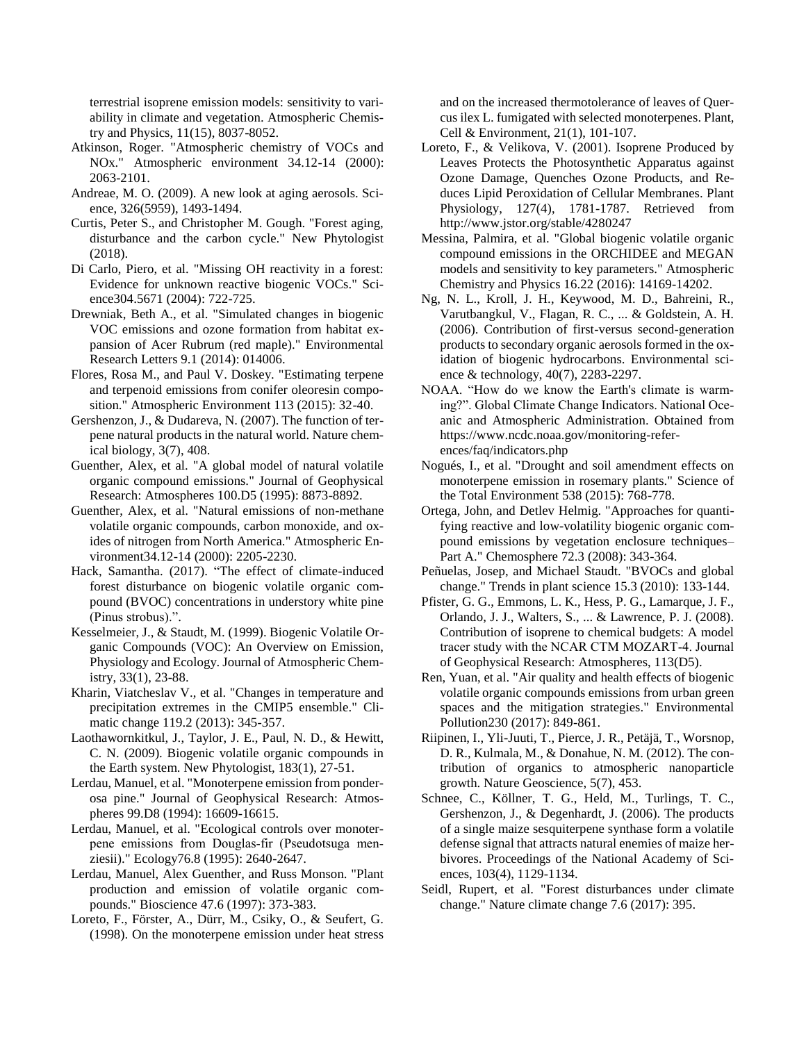terrestrial isoprene emission models: sensitivity to variability in climate and vegetation. Atmospheric Chemistry and Physics, 11(15), 8037-8052.

Atkinson, Roger. "Atmospheric chemistry of VOCs and NOx." Atmospheric environment 34.12-14 (2000): 2063-2101.

Andreae, M. O. (2009). A new look at aging aerosols. Science, 326(5959), 1493-1494.

Curtis, Peter S., and Christopher M. Gough. "Forest aging, disturbance and the carbon cycle." New Phytologist (2018).

Di Carlo, Piero, et al. "Missing OH reactivity in a forest: Evidence for unknown reactive biogenic VOCs." Science304.5671 (2004): 722-725.

Drewniak, Beth A., et al. "Simulated changes in biogenic VOC emissions and ozone formation from habitat expansion of Acer Rubrum (red maple)." Environmental Research Letters 9.1 (2014): 014006.

Flores, Rosa M., and Paul V. Doskey. "Estimating terpene and terpenoid emissions from conifer oleoresin composition." Atmospheric Environment 113 (2015): 32-40.

Gershenzon, J., & Dudareva, N. (2007). The function of terpene natural products in the natural world. Nature chemical biology, 3(7), 408.

Guenther, Alex, et al. "A global model of natural volatile organic compound emissions." Journal of Geophysical Research: Atmospheres 100.D5 (1995): 8873-8892.

Guenther, Alex, et al. "Natural emissions of non-methane volatile organic compounds, carbon monoxide, and oxides of nitrogen from North America." Atmospheric Environment34.12-14 (2000): 2205-2230.

Hack, Samantha. (2017). "The effect of climate-induced forest disturbance on biogenic volatile organic compound (BVOC) concentrations in understory white pine (Pinus strobus).".

Kesselmeier, J., & Staudt, M. (1999). Biogenic Volatile Organic Compounds (VOC): An Overview on Emission, Physiology and Ecology. Journal of Atmospheric Chemistry, 33(1), 23-88.

Kharin, Viatcheslav V., et al. "Changes in temperature and precipitation extremes in the CMIP5 ensemble." Climatic change 119.2 (2013): 345-357.

Laothawornkitkul, J., Taylor, J. E., Paul, N. D., & Hewitt, C. N. (2009). Biogenic volatile organic compounds in the Earth system. New Phytologist, 183(1), 27-51.

Lerdau, Manuel, et al. "Monoterpene emission from ponderosa pine." Journal of Geophysical Research: Atmospheres 99.D8 (1994): 16609-16615.

Lerdau, Manuel, et al. "Ecological controls over monoterpene emissions from Douglas-fir (Pseudotsuga menziesii)." Ecology76.8 (1995): 2640-2647.

Lerdau, Manuel, Alex Guenther, and Russ Monson. "Plant production and emission of volatile organic compounds." Bioscience 47.6 (1997): 373-383.

Loreto, F., Förster, A., Dürr, M., Csiky, O., & Seufert, G. (1998). On the monoterpene emission under heat stress and on the increased thermotolerance of leaves of Quercus ilex L. fumigated with selected monoterpenes. Plant, Cell & Environment, 21(1), 101-107.

Loreto, F., & Velikova, V. (2001). Isoprene Produced by Leaves Protects the Photosynthetic Apparatus against Ozone Damage, Quenches Ozone Products, and Reduces Lipid Peroxidation of Cellular Membranes. Plant Physiology, 127(4), 1781-1787. Retrieved from http://www.jstor.org/stable/4280247

Messina, Palmira, et al. "Global biogenic volatile organic compound emissions in the ORCHIDEE and MEGAN models and sensitivity to key parameters." Atmospheric Chemistry and Physics 16.22 (2016): 14169-14202.

Ng, N. L., Kroll, J. H., Keywood, M. D., Bahreini, R., Varutbangkul, V., Flagan, R. C., ... & Goldstein, A. H. (2006). Contribution of first-versus second-generation products to secondary organic aerosols formed in the oxidation of biogenic hydrocarbons. Environmental science & technology, 40(7), 2283-2297.

NOAA. "How do we know the Earth's climate is warming?". Global Climate Change Indicators. National Oceanic and Atmospheric Administration. Obtained from https://www.ncdc.noaa.gov/monitoring-references/faq/indicators.php

Nogués, I., et al. "Drought and soil amendment effects on monoterpene emission in rosemary plants." Science of the Total Environment 538 (2015): 768-778.

Ortega, John, and Detlev Helmig. "Approaches for quantifying reactive and low-volatility biogenic organic compound emissions by vegetation enclosure techniques–Part A." Chemosphere 72.3 (2008): 343-364.

Peñuelas, Josep, and Michael Staudt. "BVOCs and global change." Trends in plant science 15.3 (2010): 133-144.

Pfister, G. G., Emmons, L. K., Hess, P. G., Lamarque, J. F., Orlando, J. J., Walters, S., ... & Lawrence, P. J. (2008). Contribution of isoprene to chemical budgets: A model tracer study with the NCAR CTM MOZART-4. Journal of Geophysical Research: Atmospheres, 113(D5).

Ren, Yuan, et al. "Air quality and health effects of biogenic volatile organic compounds emissions from urban green spaces and the mitigation strategies." Environmental Pollution230 (2017): 849-861.

Riipinen, I., Yli-Juuti, T., Pierce, J. R., Petäjä, T., Worsnop, D. R., Kulmala, M., & Donahue, N. M. (2012). The contribution of organics to atmospheric nanoparticle growth. Nature Geoscience, 5(7), 453.

Schnee, C., Köllner, T. G., Held, M., Turlings, T. C., Gershenzon, J., & Degenhardt, J. (2006). The products of a single maize sesquiterpene synthase form a volatile defense signal that attracts natural enemies of maize herbivores. Proceedings of the National Academy of Sciences, 103(4), 1129-1134.

Seidl, Rupert, et al. "Forest disturbances under climate change." Nature climate change 7.6 (2017): 395.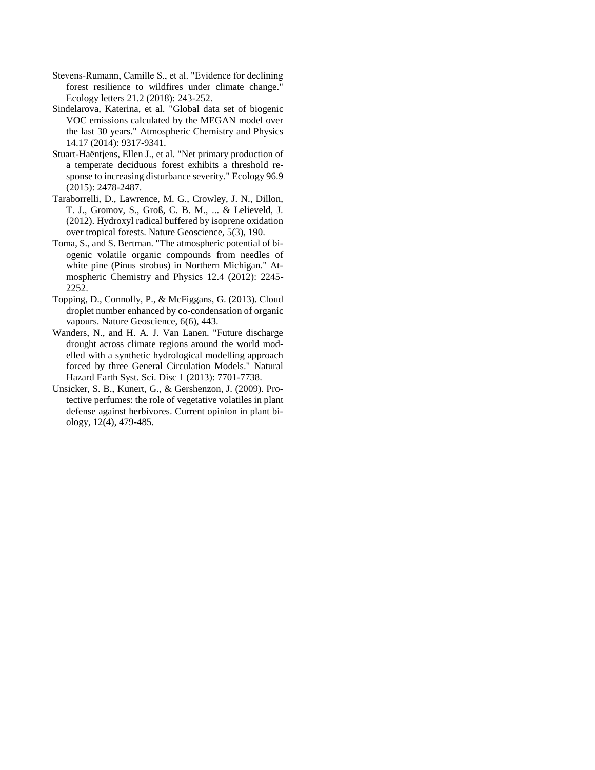Stevens-Rumann, Camille S., et al. "Evidence for declining forest resilience to wildfires under climate change." Ecology letters 21.2 (2018): 243-252.

Sindelarova, Katerina, et al. "Global data set of biogenic VOC emissions calculated by the MEGAN model over the last 30 years." Atmospheric Chemistry and Physics 14.17 (2014): 9317-9341.

Stuart-Haëntjens, Ellen J., et al. "Net primary production of a temperate deciduous forest exhibits a threshold response to increasing disturbance severity." Ecology 96.9 (2015): 2478-2487.

Taraborrelli, D., Lawrence, M. G., Crowley, J. N., Dillon, T. J., Gromov, S., Groß, C. B. M., ... & Lelieveld, J. (2012). Hydroxyl radical buffered by isoprene oxidation over tropical forests. Nature Geoscience, 5(3), 190.

Toma, S., and S. Bertman. "The atmospheric potential of biogenic volatile organic compounds from needles of white pine (Pinus strobus) in Northern Michigan." Atmospheric Chemistry and Physics 12.4 (2012): 2245-2252.

Topping, D., Connolly, P., & McFiggans, G. (2013). Cloud droplet number enhanced by co-condensation of organic vapours. Nature Geoscience, 6(6), 443.

Wanders, N., and H. A. J. Van Lanen. "Future discharge drought across climate regions around the world modelled with a synthetic hydrological modelling approach forced by three General Circulation Models." Natural Hazard Earth Syst. Sci. Disc 1 (2013): 7701-7738.

Unsicker, S. B., Kunert, G., & Gershenzon, J. (2009). Protective perfumes: the role of vegetative volatiles in plant defense against herbivores. Current opinion in plant biology, 12(4), 479-485.